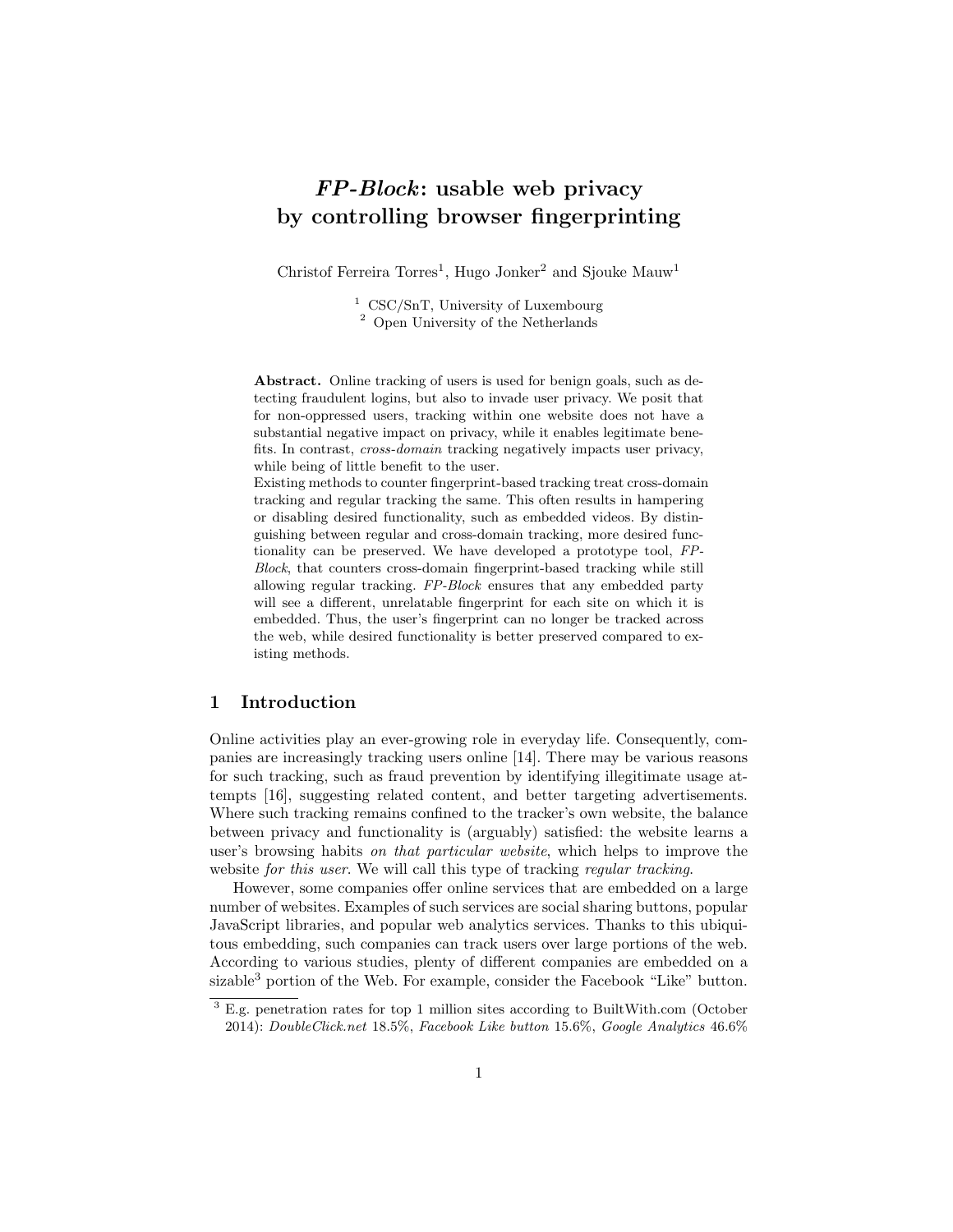# *FP-Block*: usable web privacy by controlling browser fingerprinting

Christof Ferreira Torres[1], Hugo Jonker[2] and Sjouke Mauw[1]

[1] CSC/SnT, University of Luxembourg
[2] Open University of the Netherlands

**Abstract.** Online tracking of users is used for benign goals, such as detecting fraudulent logins, but also to invade user privacy. We posit that for non-oppressed users, tracking within one website does not have a substantial negative impact on privacy, while it enables legitimate benefits. In contrast, *cross-domain* tracking negatively impacts user privacy, while being of little benefit to the user.
Existing methods to counter fingerprint-based tracking treat cross-domain tracking and regular tracking the same. This often results in hampering or disabling desired functionality, such as embedded videos. By distinguishing between regular and cross-domain tracking, more desired functionality can be preserved. We have developed a prototype tool, *FP-Block*, that counters cross-domain fingerprint-based tracking while still allowing regular tracking. *FP-Block* ensures that any embedded party will see a different, unrelatable fingerprint for each site on which it is embedded. Thus, the user's fingerprint can no longer be tracked across the web, while desired functionality is better preserved compared to existing methods.

## 1 Introduction

Online activities play an ever-growing role in everyday life. Consequently, companies are increasingly tracking users online [14]. There may be various reasons for such tracking, such as fraud prevention by identifying illegitimate usage attempts [16], suggesting related content, and better targeting advertisements. Where such tracking remains confined to the tracker's own website, the balance between privacy and functionality is (arguably) satisfied: the website learns a user's browsing habits *on that particular website*, which helps to improve the website *for this user*. We will call this type of tracking *regular tracking*.

However, some companies offer online services that are embedded on a large number of websites. Examples of such services are social sharing buttons, popular JavaScript libraries, and popular web analytics services. Thanks to this ubiquitous embedding, such companies can track users over large portions of the web. According to various studies, plenty of different companies are embedded on a sizable[3] portion of the Web. For example, consider the Facebook "Like" button.

[3] E.g. penetration rates for top 1 million sites according to BuiltWith.com (October 2014): *DoubleClick.net* 18.5%, *Facebook Like button* 15.6%, *Google Analytics* 46.6%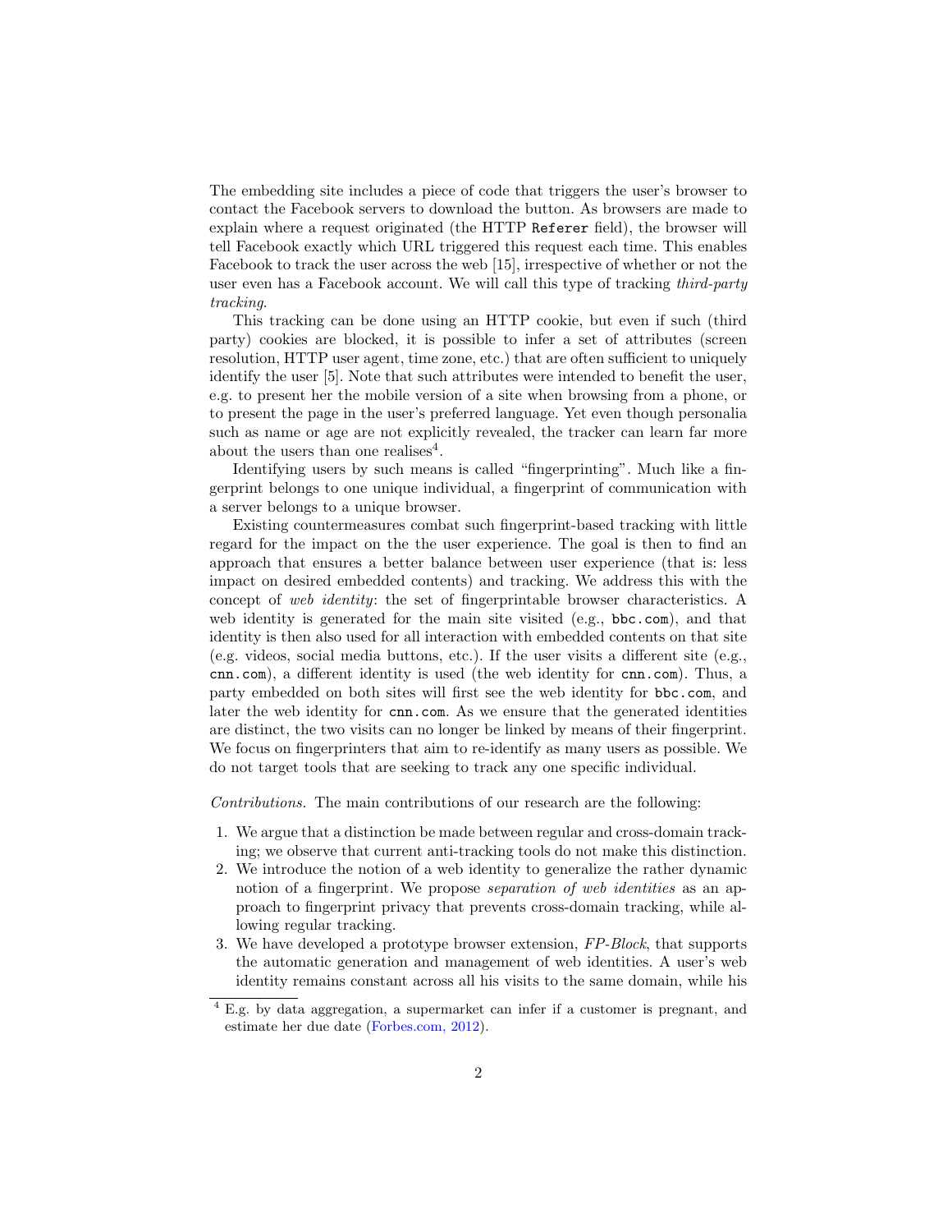The embedding site includes a piece of code that triggers the user's browser to contact the Facebook servers to download the button. As browsers are made to explain where a request originated (the HTTP `Referer` field), the browser will tell Facebook exactly which URL triggered this request each time. This enables Facebook to track the user across the web [15], irrespective of whether or not the user even has a Facebook account. We will call this type of tracking *third-party tracking*.

This tracking can be done using an HTTP cookie, but even if such (third party) cookies are blocked, it is possible to infer a set of attributes (screen resolution, HTTP user agent, time zone, etc.) that are often sufficient to uniquely identify the user [5]. Note that such attributes were intended to benefit the user, e.g. to present her the mobile version of a site when browsing from a phone, or to present the page in the user's preferred language. Yet even though personalia such as name or age are not explicitly revealed, the tracker can learn far more about the users than one realises[4].

Identifying users by such means is called "fingerprinting". Much like a fingerprint belongs to one unique individual, a fingerprint of communication with a server belongs to a unique browser.

Existing countermeasures combat such fingerprint-based tracking with little regard for the impact on the the user experience. The goal is then to find an approach that ensures a better balance between user experience (that is: less impact on desired embedded contents) and tracking. We address this with the concept of *web identity*: the set of fingerprintable browser characteristics. A web identity is generated for the main site visited (e.g., `bbc.com`), and that identity is then also used for all interaction with embedded contents on that site (e.g. videos, social media buttons, etc.). If the user visits a different site (e.g., `cnn.com`), a different identity is used (the web identity for `cnn.com`). Thus, a party embedded on both sites will first see the web identity for `bbc.com`, and later the web identity for `cnn.com`. As we ensure that the generated identities are distinct, the two visits can no longer be linked by means of their fingerprint. We focus on fingerprinters that aim to re-identify as many users as possible. We do not target tools that are seeking to track any one specific individual.

*Contributions.* The main contributions of our research are the following:

1. We argue that a distinction be made between regular and cross-domain tracking; we observe that current anti-tracking tools do not make this distinction.
2. We introduce the notion of a web identity to generalize the rather dynamic notion of a fingerprint. We propose *separation of web identities* as an approach to fingerprint privacy that prevents cross-domain tracking, while allowing regular tracking.
3. We have developed a prototype browser extension, *FP-Block*, that supports the automatic generation and management of web identities. A user's web identity remains constant across all his visits to the same domain, while his

[4] E.g. by data aggregation, a supermarket can infer if a customer is pregnant, and estimate her due date (Forbes.com, 2012).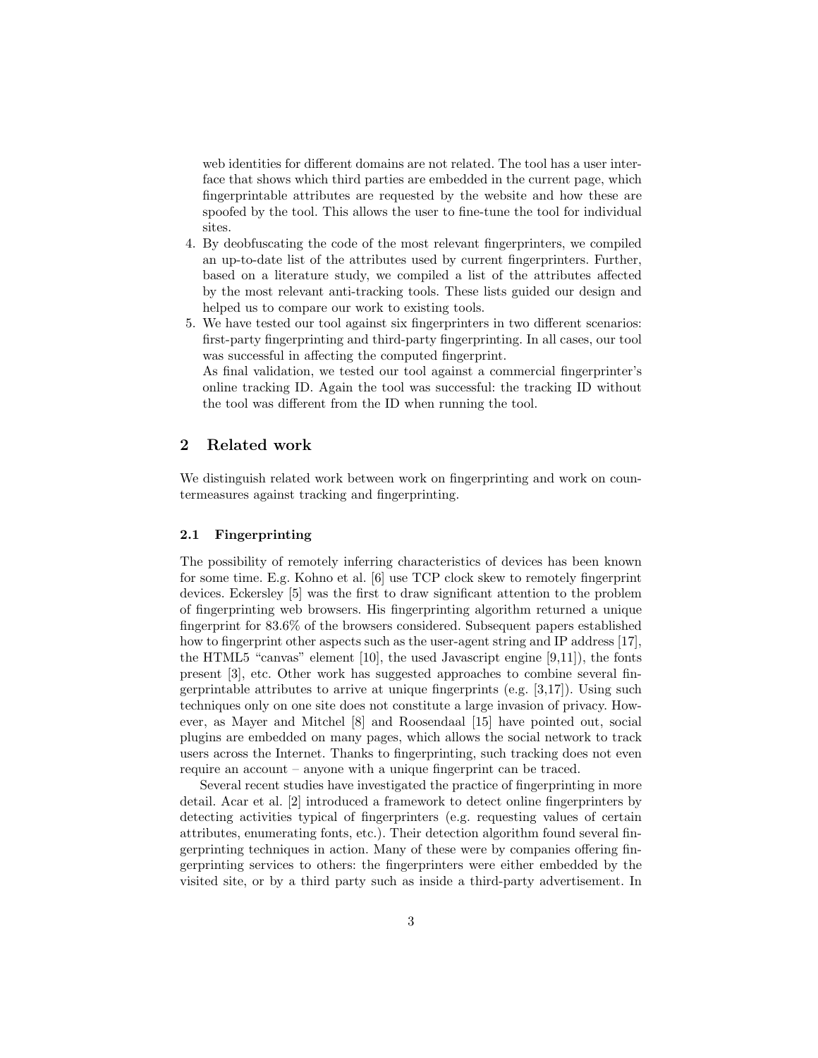web identities for different domains are not related. The tool has a user interface that shows which third parties are embedded in the current page, which fingerprintable attributes are requested by the website and how these are spoofed by the tool. This allows the user to fine-tune the tool for individual sites.

4. By deobfuscating the code of the most relevant fingerprinters, we compiled an up-to-date list of the attributes used by current fingerprinters. Further, based on a literature study, we compiled a list of the attributes affected by the most relevant anti-tracking tools. These lists guided our design and helped us to compare our work to existing tools.
5. We have tested our tool against six fingerprinters in two different scenarios: first-party fingerprinting and third-party fingerprinting. In all cases, our tool was successful in affecting the computed fingerprint.
   As final validation, we tested our tool against a commercial fingerprinter's online tracking ID. Again the tool was successful: the tracking ID without the tool was different from the ID when running the tool.

## 2 Related work

We distinguish related work between work on fingerprinting and work on countermeasures against tracking and fingerprinting.

### 2.1 Fingerprinting

The possibility of remotely inferring characteristics of devices has been known for some time. E.g. Kohno et al. [6] use TCP clock skew to remotely fingerprint devices. Eckersley [5] was the first to draw significant attention to the problem of fingerprinting web browsers. His fingerprinting algorithm returned a unique fingerprint for 83.6% of the browsers considered. Subsequent papers established how to fingerprint other aspects such as the user-agent string and IP address [17], the HTML5 "canvas" element [10], the used Javascript engine [9,11]), the fonts present [3], etc. Other work has suggested approaches to combine several fingerprintable attributes to arrive at unique fingerprints (e.g. [3,17]). Using such techniques only on one site does not constitute a large invasion of privacy. However, as Mayer and Mitchel [8] and Roosendaal [15] have pointed out, social plugins are embedded on many pages, which allows the social network to track users across the Internet. Thanks to fingerprinting, such tracking does not even require an account – anyone with a unique fingerprint can be traced.

Several recent studies have investigated the practice of fingerprinting in more detail. Acar et al. [2] introduced a framework to detect online fingerprinters by detecting activities typical of fingerprinters (e.g. requesting values of certain attributes, enumerating fonts, etc.). Their detection algorithm found several fingerprinting techniques in action. Many of these were by companies offering fingerprinting services to others: the fingerprinters were either embedded by the visited site, or by a third party such as inside a third-party advertisement. In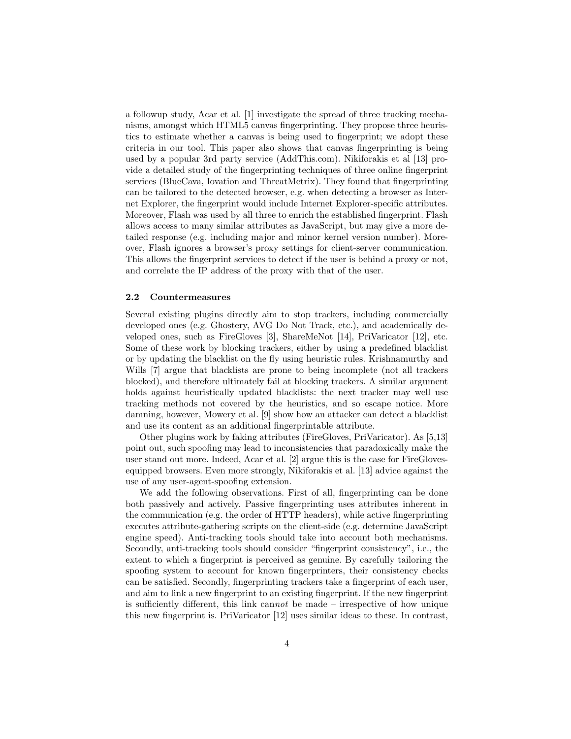a followup study, Acar et al. [1] investigate the spread of three tracking mechanisms, amongst which HTML5 canvas fingerprinting. They propose three heuristics to estimate whether a canvas is being used to fingerprint; we adopt these criteria in our tool. This paper also shows that canvas fingerprinting is being used by a popular 3rd party service (AddThis.com). Nikiforakis et al [13] provide a detailed study of the fingerprinting techniques of three online fingerprint services (BlueCava, Iovation and ThreatMetrix). They found that fingerprinting can be tailored to the detected browser, e.g. when detecting a browser as Internet Explorer, the fingerprint would include Internet Explorer-specific attributes. Moreover, Flash was used by all three to enrich the established fingerprint. Flash allows access to many similar attributes as JavaScript, but may give a more detailed response (e.g. including major and minor kernel version number). Moreover, Flash ignores a browser's proxy settings for client-server communication. This allows the fingerprint services to detect if the user is behind a proxy or not, and correlate the IP address of the proxy with that of the user.

### 2.2 Countermeasures

Several existing plugins directly aim to stop trackers, including commercially developed ones (e.g. Ghostery, AVG Do Not Track, etc.), and academically developed ones, such as FireGloves [3], ShareMeNot [14], PriVaricator [12], etc. Some of these work by blocking trackers, either by using a predefined blacklist or by updating the blacklist on the fly using heuristic rules. Krishnamurthy and Wills [7] argue that blacklists are prone to being incomplete (not all trackers blocked), and therefore ultimately fail at blocking trackers. A similar argument holds against heuristically updated blacklists: the next tracker may well use tracking methods not covered by the heuristics, and so escape notice. More damning, however, Mowery et al. [9] show how an attacker can detect a blacklist and use its content as an additional fingerprintable attribute.

Other plugins work by faking attributes (FireGloves, PriVaricator). As [5,13] point out, such spoofing may lead to inconsistencies that paradoxically make the user stand out more. Indeed, Acar et al. [2] argue this is the case for FireGloves-equipped browsers. Even more strongly, Nikiforakis et al. [13] advice against the use of any user-agent-spoofing extension.

We add the following observations. First of all, fingerprinting can be done both passively and actively. Passive fingerprinting uses attributes inherent in the communication (e.g. the order of HTTP headers), while active fingerprinting executes attribute-gathering scripts on the client-side (e.g. determine JavaScript engine speed). Anti-tracking tools should take into account both mechanisms. Secondly, anti-tracking tools should consider "fingerprint consistency", i.e., the extent to which a fingerprint is perceived as genuine. By carefully tailoring the spoofing system to account for known fingerprinters, their consistency checks can be satisfied. Secondly, fingerprinting trackers take a fingerprint of each user, and aim to link a new fingerprint to an existing fingerprint. If the new fingerprint is sufficiently different, this link can*not* be made – irrespective of how unique this new fingerprint is. PriVaricator [12] uses similar ideas to these. In contrast,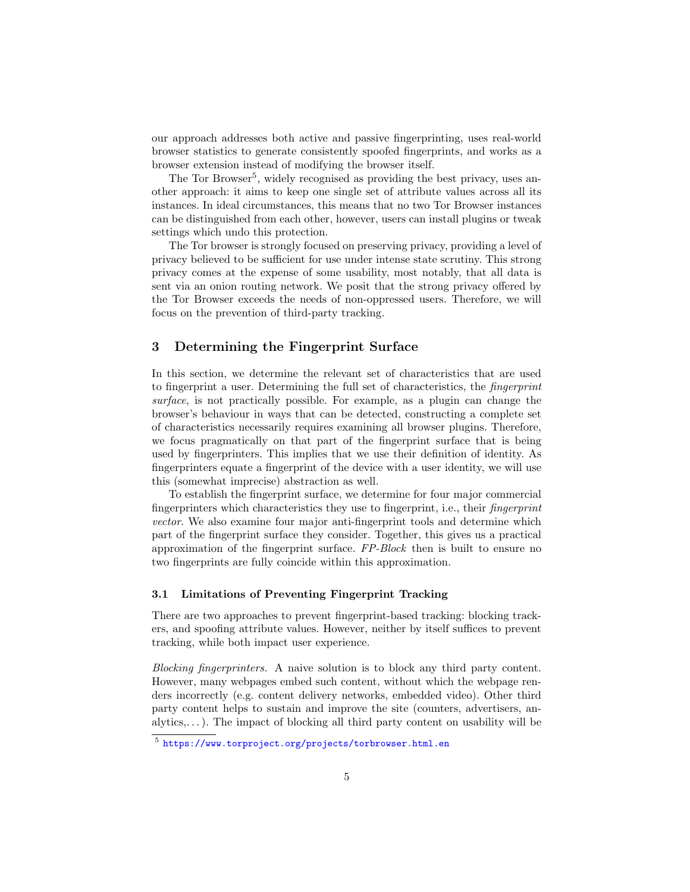our approach addresses both active and passive fingerprinting, uses real-world browser statistics to generate consistently spoofed fingerprints, and works as a browser extension instead of modifying the browser itself.

The Tor Browser[5], widely recognised as providing the best privacy, uses another approach: it aims to keep one single set of attribute values across all its instances. In ideal circumstances, this means that no two Tor Browser instances can be distinguished from each other, however, users can install plugins or tweak settings which undo this protection.

The Tor browser is strongly focused on preserving privacy, providing a level of privacy believed to be sufficient for use under intense state scrutiny. This strong privacy comes at the expense of some usability, most notably, that all data is sent via an onion routing network. We posit that the strong privacy offered by the Tor Browser exceeds the needs of non-oppressed users. Therefore, we will focus on the prevention of third-party tracking.

## 3 Determining the Fingerprint Surface

In this section, we determine the relevant set of characteristics that are used to fingerprint a user. Determining the full set of characteristics, the *fingerprint surface*, is not practically possible. For example, as a plugin can change the browser's behaviour in ways that can be detected, constructing a complete set of characteristics necessarily requires examining all browser plugins. Therefore, we focus pragmatically on that part of the fingerprint surface that is being used by fingerprinters. This implies that we use their definition of identity. As fingerprinters equate a fingerprint of the device with a user identity, we will use this (somewhat imprecise) abstraction as well.

To establish the fingerprint surface, we determine for four major commercial fingerprinters which characteristics they use to fingerprint, i.e., their *fingerprint vector*. We also examine four major anti-fingerprint tools and determine which part of the fingerprint surface they consider. Together, this gives us a practical approximation of the fingerprint surface. *FP-Block* then is built to ensure no two fingerprints are fully coincide within this approximation.

### 3.1 Limitations of Preventing Fingerprint Tracking

There are two approaches to prevent fingerprint-based tracking: blocking trackers, and spoofing attribute values. However, neither by itself suffices to prevent tracking, while both impact user experience.

*Blocking fingerprinters.* A naive solution is to block any third party content. However, many webpages embed such content, without which the webpage renders incorrectly (e.g. content delivery networks, embedded video). Other third party content helps to sustain and improve the site (counters, advertisers, analytics,...). The impact of blocking all third party content on usability will be

[5] https://www.torproject.org/projects/torbrowser.html.en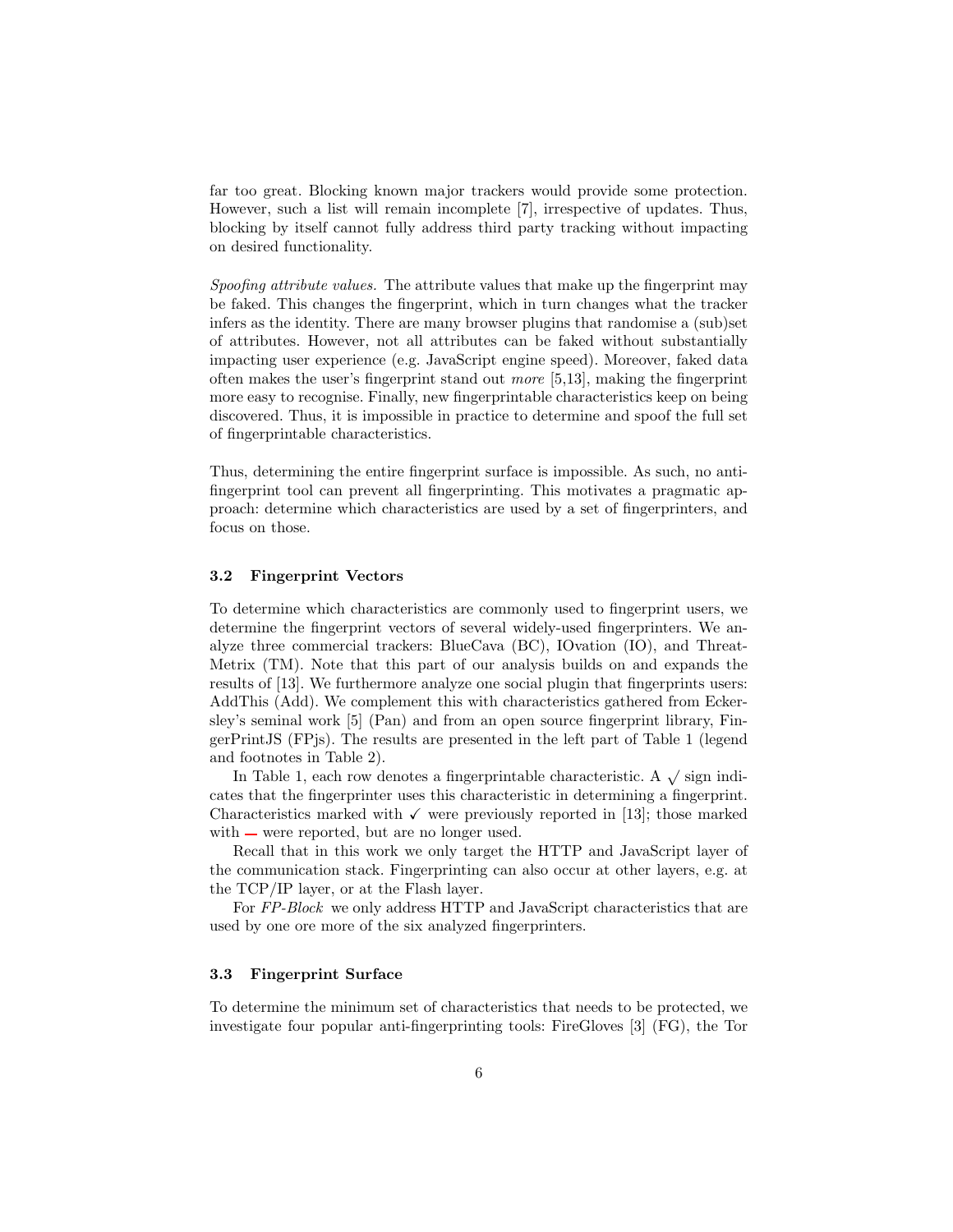far too great. Blocking known major trackers would provide some protection. However, such a list will remain incomplete [7], irrespective of updates. Thus, blocking by itself cannot fully address third party tracking without impacting on desired functionality.

*Spoofing attribute values.* The attribute values that make up the fingerprint may be faked. This changes the fingerprint, which in turn changes what the tracker infers as the identity. There are many browser plugins that randomise a (sub)set of attributes. However, not all attributes can be faked without substantially impacting user experience (e.g. JavaScript engine speed). Moreover, faked data often makes the user's fingerprint stand out *more* [5,13], making the fingerprint more easy to recognise. Finally, new fingerprintable characteristics keep on being discovered. Thus, it is impossible in practice to determine and spoof the full set of fingerprintable characteristics.

Thus, determining the entire fingerprint surface is impossible. As such, no anti-fingerprint tool can prevent all fingerprinting. This motivates a pragmatic approach: determine which characteristics are used by a set of fingerprinters, and focus on those.

### 3.2 Fingerprint Vectors

To determine which characteristics are commonly used to fingerprint users, we determine the fingerprint vectors of several widely-used fingerprinters. We analyze three commercial trackers: BlueCava (BC), IOvation (IO), and ThreatMetrix (TM). Note that this part of our analysis builds on and expands the results of [13]. We furthermore analyze one social plugin that fingerprints users: AddThis (Add). We complement this with characteristics gathered from Eckersley's seminal work [5] (Pan) and from an open source fingerprint library, FingerPrintJS (FPjs). The results are presented in the left part of Table 1 (legend and footnotes in Table 2).

In Table 1, each row denotes a fingerprintable characteristic. A $\surd$ sign indicates that the fingerprinter uses this characteristic in determining a fingerprint. Characteristics marked with ✓ were previously reported in [13]; those marked with — were reported, but are no longer used.

Recall that in this work we only target the HTTP and JavaScript layer of the communication stack. Fingerprinting can also occur at other layers, e.g. at the TCP/IP layer, or at the Flash layer.

For *FP-Block* we only address HTTP and JavaScript characteristics that are used by one ore more of the six analyzed fingerprinters.

### 3.3 Fingerprint Surface

To determine the minimum set of characteristics that needs to be protected, we investigate four popular anti-fingerprinting tools: FireGloves [3] (FG), the Tor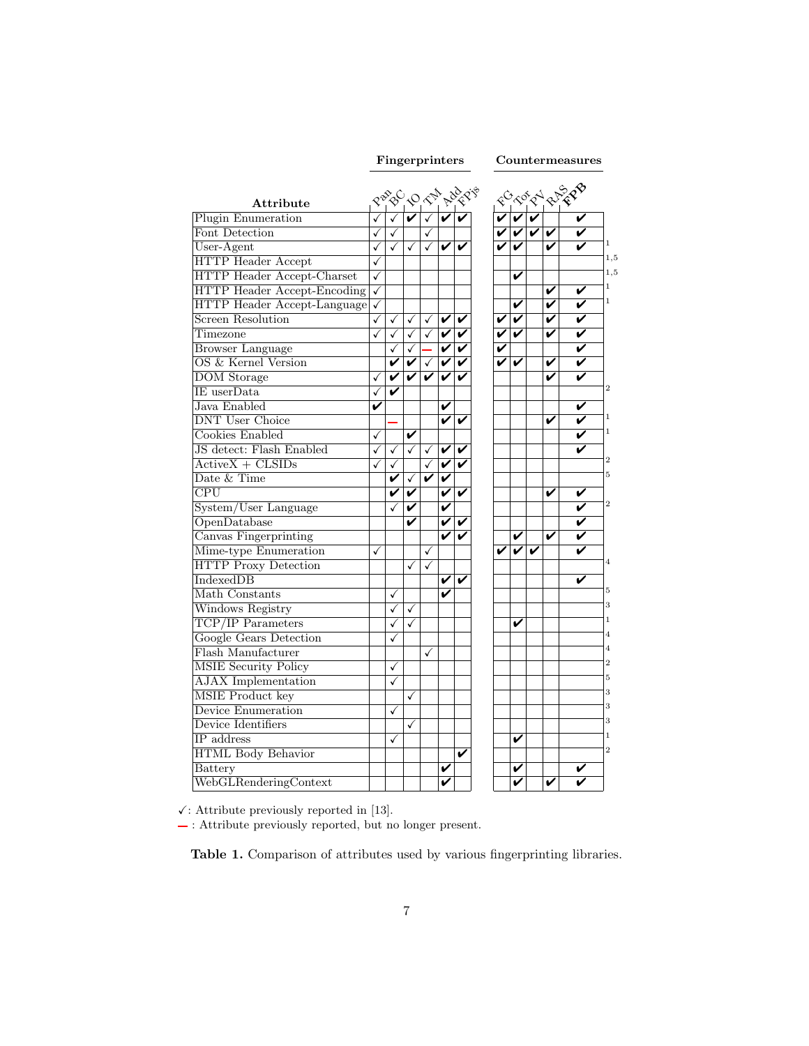| Attribute | Pan | BC | IO | TM | Add | FPjs | FG | Tor | PV | RAS | **FPB** | |
|---|---|---|---|---|---|---|---|---|---|---|---|---|
| | **Fingerprinters** | | | | | | **Countermeasures** | | | | | |
| Plugin Enumeration | ✓ | ✓ | ✔ | ✓ | ✔ | ✔ | ✔ | ✔ | ✔ | | ✔ | |
| Font Detection | ✓ | ✓ | | ✓ | | | ✔ | ✔ | ✔ | ✔ | ✔ | |
| User-Agent | ✓ | ✓ | ✓ | ✓ | ✔ | ✔ | ✔ | ✔ | | ✔ | ✔ | 1 |
| HTTP Header Accept | ✓ | | | | | | | | | | | 1,5 |
| HTTP Header Accept-Charset | ✓ | | | | | | | ✔ | | | | 1,5 |
| HTTP Header Accept-Encoding | ✓ | | | | | | | | | ✔ | ✔ | 1 |
| HTTP Header Accept-Language | ✓ | | | | | | | ✔ | | ✔ | ✔ | 1 |
| Screen Resolution | ✓ | ✓ | ✓ | ✓ | ✔ | ✔ | ✔ | ✔ | | ✔ | ✔ | |
| Timezone | ✓ | ✓ | ✓ | ✓ | ✔ | ✔ | ✔ | ✔ | | ✔ | ✔ | |
| Browser Language | | ✓ | ✓ | – | ✔ | ✔ | ✔ | | | | ✔ | |
| OS & Kernel Version | | ✔ | ✔ | ✓ | ✔ | ✔ | ✔ | ✔ | | ✔ | ✔ | |
| DOM Storage | ✓ | ✔ | ✔ | ✔ | ✔ | ✔ | | | | ✔ | ✔ | |
| IE userData | ✓ | ✔ | | | | | | | | | | 2 |
| Java Enabled | ✔ | | | | ✔ | | | | | | ✔ | |
| DNT User Choice | | – | | | ✔ | ✔ | | | | ✔ | ✔ | 1 |
| Cookies Enabled | ✓ | | ✔ | | | | | | | | ✔ | 1 |
| JS detect: Flash Enabled | ✓ | ✓ | ✓ | ✓ | ✔ | ✔ | | | | | ✔ | |
| ActiveX + CLSIDs | ✓ | ✓ | | ✓ | ✔ | ✔ | | | | | | 2 |
| Date & Time | | ✔ | ✓ | ✔ | ✔ | | | | | | | 5 |
| CPU | | ✔ | ✔ | | ✔ | ✔ | | | | ✔ | ✔ | |
| System/User Language | | ✓ | ✔ | | ✔ | | | | | | ✔ | 2 |
| OpenDatabase | | | ✔ | | ✔ | ✔ | | | | | ✔ | |
| Canvas Fingerprinting | | | | | ✔ | ✔ | | ✔ | | ✔ | ✔ | |
| Mime-type Enumeration | ✓ | | | ✓ | | | ✔ | ✔ | ✔ | | ✔ | |
| HTTP Proxy Detection | | | ✓ | ✓ | | | | | | | | 4 |
| IndexedDB | | | | | ✔ | ✔ | | | | | ✔ | |
| Math Constants | | ✓ | | | ✔ | | | | | | | 5 |
| Windows Registry | | ✓ | ✓ | | | | | | | | | 3 |
| TCP/IP Parameters | | ✓ | ✓ | | | | | ✔ | | | | 1 |
| Google Gears Detection | | ✓ | | | | | | | | | | 4 |
| Flash Manufacturer | | | | ✓ | | | | | | | | 4 |
| MSIE Security Policy | | ✓ | | | | | | | | | | 2 |
| AJAX Implementation | | ✓ | | | | | | | | | | 5 |
| MSIE Product key | | | ✓ | | | | | | | | | 3 |
| Device Enumeration | | ✓ | | | | | | | | | | 3 |
| Device Identifiers | | | ✓ | | | | | | | | | 3 |
| IP address | | ✓ | | | | | | ✔ | | | | 1 |
| HTML Body Behavior | | | | | | ✔ | | | | | | 2 |
| Battery | | | | | ✔ | | | ✔ | | | ✔ | |
| WebGLRenderingContext | | | | | ✔ | | | ✔ | | ✔ | ✔ | |

✓: Attribute previously reported in [13].
–: Attribute previously reported, but no longer present.

**Table 1.** Comparison of attributes used by various fingerprinting libraries.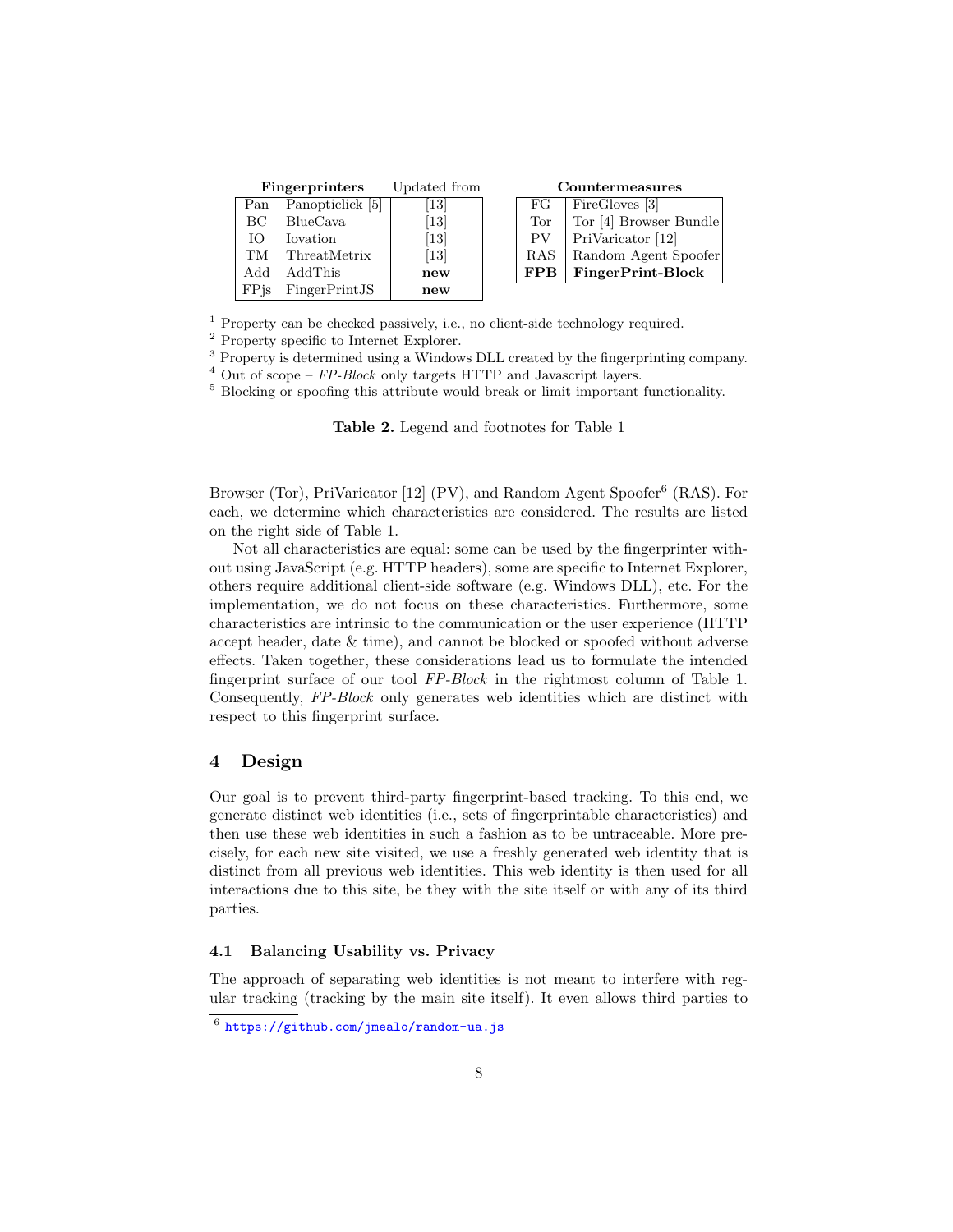| Fingerprinters | | Updated from |
|---|---|---|
| Pan | Panopticlick [5] | [13] |
| BC | BlueCava | [13] |
| IO | Iovation | [13] |
| TM | ThreatMetrix | [13] |
| Add | AddThis | **new** |
| FPjs | FingerPrintJS | **new** |

| Countermeasures | |
|---|---|
| FG | FireGloves [3] |
| Tor | Tor [4] Browser Bundle |
| PV | PriVaricator [12] |
| RAS | Random Agent Spoofer |
| **FPB** | **FingerPrint-Block** |

[1] Property can be checked passively, i.e., no client-side technology required.
[2] Property specific to Internet Explorer.
[3] Property is determined using a Windows DLL created by the fingerprinting company.
[4] Out of scope – *FP-Block* only targets HTTP and Javascript layers.
[5] Blocking or spoofing this attribute would break or limit important functionality.

**Table 2.** Legend and footnotes for Table 1

Browser (Tor), PriVaricator [12] (PV), and Random Agent Spoofer[6] (RAS). For each, we determine which characteristics are considered. The results are listed on the right side of Table 1.

Not all characteristics are equal: some can be used by the fingerprinter without using JavaScript (e.g. HTTP headers), some are specific to Internet Explorer, others require additional client-side software (e.g. Windows DLL), etc. For the implementation, we do not focus on these characteristics. Furthermore, some characteristics are intrinsic to the communication or the user experience (HTTP accept header, date & time), and cannot be blocked or spoofed without adverse effects. Taken together, these considerations lead us to formulate the intended fingerprint surface of our tool *FP-Block* in the rightmost column of Table 1. Consequently, *FP-Block* only generates web identities which are distinct with respect to this fingerprint surface.

## 4 Design

Our goal is to prevent third-party fingerprint-based tracking. To this end, we generate distinct web identities (i.e., sets of fingerprintable characteristics) and then use these web identities in such a fashion as to be untraceable. More precisely, for each new site visited, we use a freshly generated web identity that is distinct from all previous web identities. This web identity is then used for all interactions due to this site, be they with the site itself or with any of its third parties.

### 4.1 Balancing Usability vs. Privacy

The approach of separating web identities is not meant to interfere with regular tracking (tracking by the main site itself). It even allows third parties to

[6] https://github.com/jmealo/random-ua.js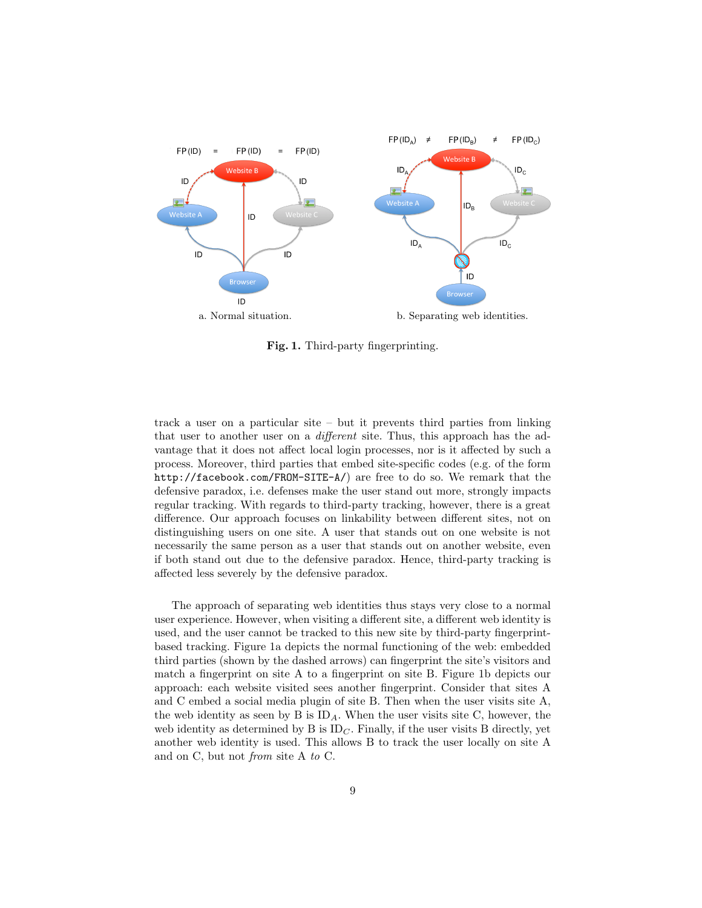a. Normal situation.

b. Separating web identities.

**Fig. 1.** Third-party fingerprinting.

track a user on a particular site – but it prevents third parties from linking that user to another user on a *different* site. Thus, this approach has the advantage that it does not affect local login processes, nor is it affected by such a process. Moreover, third parties that embed site-specific codes (e.g. of the form `http://facebook.com/FROM-SITE-A/`) are free to do so. We remark that the defensive paradox, i.e. defenses make the user stand out more, strongly impacts regular tracking. With regards to third-party tracking, however, there is a great difference. Our approach focuses on linkability between different sites, not on distinguishing users on one site. A user that stands out on one website is not necessarily the same person as a user that stands out on another website, even if both stand out due to the defensive paradox. Hence, third-party tracking is affected less severely by the defensive paradox.

The approach of separating web identities thus stays very close to a normal user experience. However, when visiting a different site, a different web identity is used, and the user cannot be tracked to this new site by third-party fingerprint-based tracking. Figure 1a depicts the normal functioning of the web: embedded third parties (shown by the dashed arrows) can fingerprint the site's visitors and match a fingerprint on site A to a fingerprint on site B. Figure 1b depicts our approach: each website visited sees another fingerprint. Consider that sites A and C embed a social media plugin of site B. Then when the user visits site A, the web identity as seen by B is $ID_A$. When the user visits site C, however, the web identity as determined by B is $ID_C$. Finally, if the user visits B directly, yet another web identity is used. This allows B to track the user locally on site A and on C, but not *from* site A *to* C.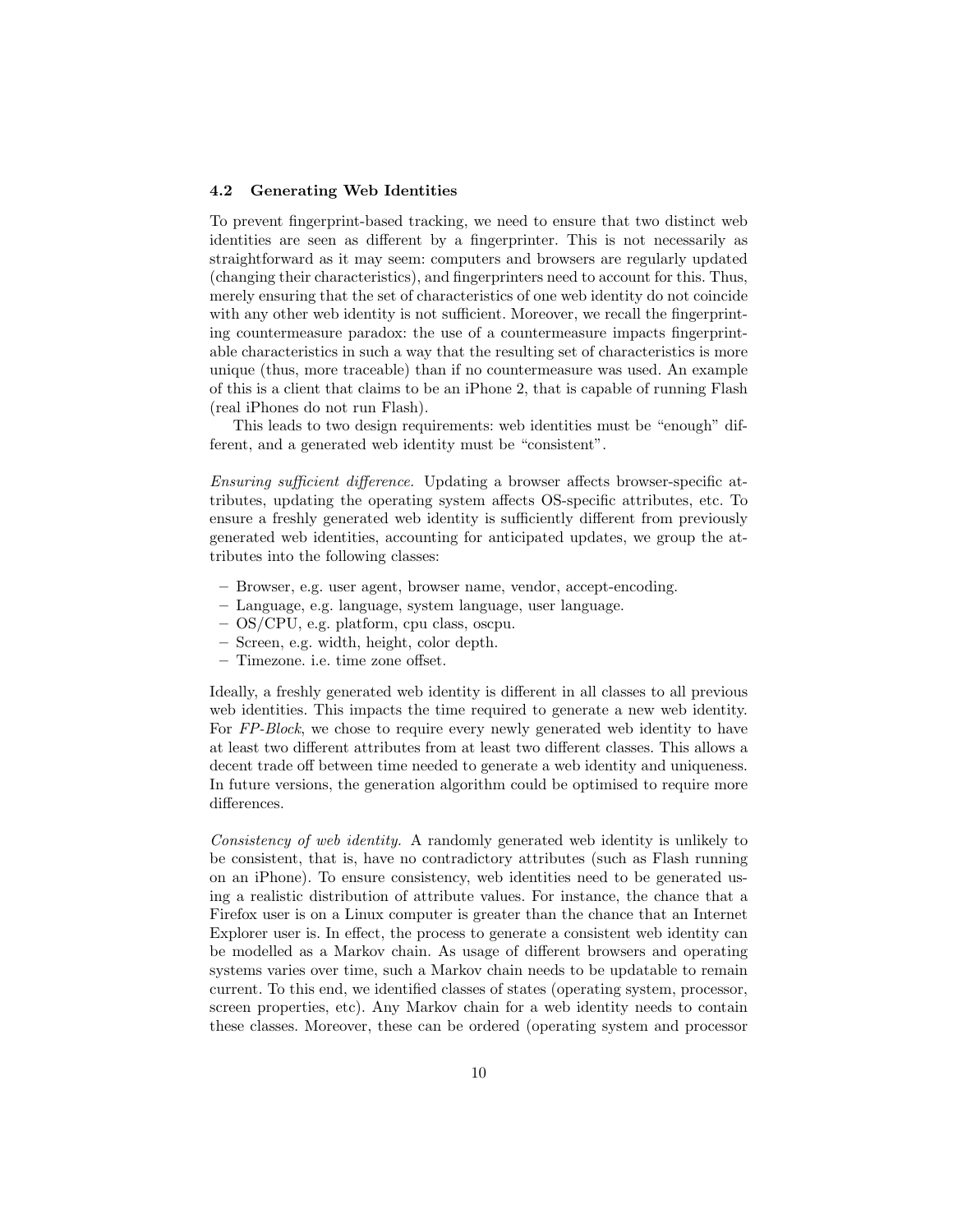### 4.2 Generating Web Identities

To prevent fingerprint-based tracking, we need to ensure that two distinct web identities are seen as different by a fingerprinter. This is not necessarily as straightforward as it may seem: computers and browsers are regularly updated (changing their characteristics), and fingerprinters need to account for this. Thus, merely ensuring that the set of characteristics of one web identity do not coincide with any other web identity is not sufficient. Moreover, we recall the fingerprinting countermeasure paradox: the use of a countermeasure impacts fingerprintable characteristics in such a way that the resulting set of characteristics is more unique (thus, more traceable) than if no countermeasure was used. An example of this is a client that claims to be an iPhone 2, that is capable of running Flash (real iPhones do not run Flash).

This leads to two design requirements: web identities must be "enough" different, and a generated web identity must be "consistent".

*Ensuring sufficient difference.* Updating a browser affects browser-specific attributes, updating the operating system affects OS-specific attributes, etc. To ensure a freshly generated web identity is sufficiently different from previously generated web identities, accounting for anticipated updates, we group the attributes into the following classes:

- Browser, e.g. user agent, browser name, vendor, accept-encoding.
- Language, e.g. language, system language, user language.
- OS/CPU, e.g. platform, cpu class, oscpu.
- Screen, e.g. width, height, color depth.
- Timezone. i.e. time zone offset.

Ideally, a freshly generated web identity is different in all classes to all previous web identities. This impacts the time required to generate a new web identity. For *FP-Block*, we chose to require every newly generated web identity to have at least two different attributes from at least two different classes. This allows a decent trade off between time needed to generate a web identity and uniqueness. In future versions, the generation algorithm could be optimised to require more differences.

*Consistency of web identity.* A randomly generated web identity is unlikely to be consistent, that is, have no contradictory attributes (such as Flash running on an iPhone). To ensure consistency, web identities need to be generated using a realistic distribution of attribute values. For instance, the chance that a Firefox user is on a Linux computer is greater than the chance that an Internet Explorer user is. In effect, the process to generate a consistent web identity can be modelled as a Markov chain. As usage of different browsers and operating systems varies over time, such a Markov chain needs to be updatable to remain current. To this end, we identified classes of states (operating system, processor, screen properties, etc). Any Markov chain for a web identity needs to contain these classes. Moreover, these can be ordered (operating system and processor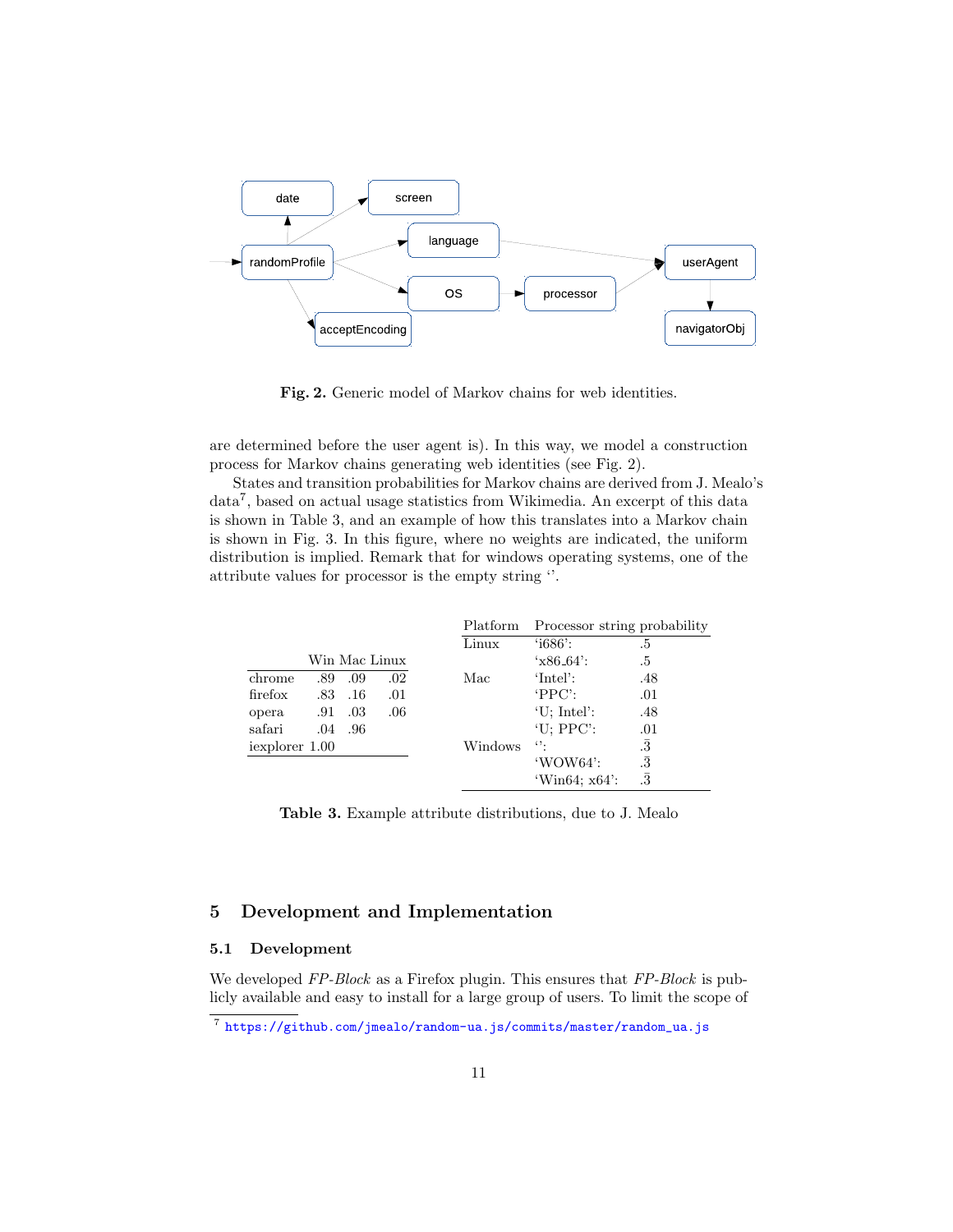Fig. 2. Generic model of Markov chains for web identities.

are determined before the user agent is). In this way, we model a construction process for Markov chains generating web identities (see Fig. 2).

States and transition probabilities for Markov chains are derived from J. Mealo's data[7], based on actual usage statistics from Wikimedia. An excerpt of this data is shown in Table 3, and an example of how this translates into a Markov chain is shown in Fig. 3. In this figure, where no weights are indicated, the uniform distribution is implied. Remark that for windows operating systems, one of the attribute values for processor is the empty string ''.

| | Win | Mac | Linux |
|---|---|---|---|
| chrome | .89 | .09 | .02 |
| firefox | .83 | .16 | .01 |
| opera | .91 | .03 | .06 |
| safari | .04 | .96 | |
| iexplorer | 1.00 | | |

| Platform | Processor string | probability |
|---|---|---|
| Linux | 'i686': | .5 |
| | 'x86_64': | .5 |
| Mac | 'Intel': | .48 |
| | 'PPC': | .01 |
| | 'U; Intel': | .48 |
| | 'U; PPC': | .01 |
| Windows | '': | $.\bar{3}$ |
| | 'WOW64': | $.\bar{3}$ |
| | 'Win64; x64': | $.\bar{3}$ |

**Table 3.** Example attribute distributions, due to J. Mealo

## 5 Development and Implementation

### 5.1 Development

We developed *FP-Block* as a Firefox plugin. This ensures that *FP-Block* is publicly available and easy to install for a large group of users. To limit the scope of

[7] https://github.com/jmealo/random-ua.js/commits/master/random_ua.js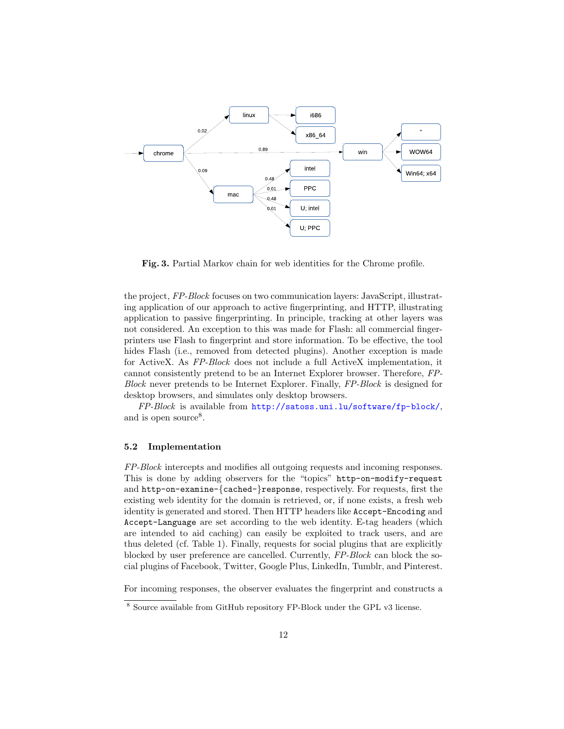Fig. 3. Partial Markov chain for web identities for the Chrome profile.

the project, *FP-Block* focuses on two communication layers: JavaScript, illustrating application of our approach to active fingerprinting, and HTTP, illustrating application to passive fingerprinting. In principle, tracking at other layers was not considered. An exception to this was made for Flash: all commercial fingerprinters use Flash to fingerprint and store information. To be effective, the tool hides Flash (i.e., removed from detected plugins). Another exception is made for ActiveX. As *FP-Block* does not include a full ActiveX implementation, it cannot consistently pretend to be an Internet Explorer browser. Therefore, *FP-Block* never pretends to be Internet Explorer. Finally, *FP-Block* is designed for desktop browsers, and simulates only desktop browsers.

*FP-Block* is available from http://satoss.uni.lu/software/fp-block/, and is open source[8].

### 5.2 Implementation

*FP-Block* intercepts and modifies all outgoing requests and incoming responses. This is done by adding observers for the "topics" `http-on-modify-request` and `http-on-examine-{cached-}response`, respectively. For requests, first the existing web identity for the domain is retrieved, or, if none exists, a fresh web identity is generated and stored. Then HTTP headers like `Accept-Encoding` and `Accept-Language` are set according to the web identity. E-tag headers (which are intended to aid caching) can easily be exploited to track users, and are thus deleted (cf. Table 1). Finally, requests for social plugins that are explicitly blocked by user preference are cancelled. Currently, *FP-Block* can block the social plugins of Facebook, Twitter, Google Plus, LinkedIn, Tumblr, and Pinterest.

For incoming responses, the observer evaluates the fingerprint and constructs a

[8] Source available from GitHub repository FP-Block under the GPL v3 license.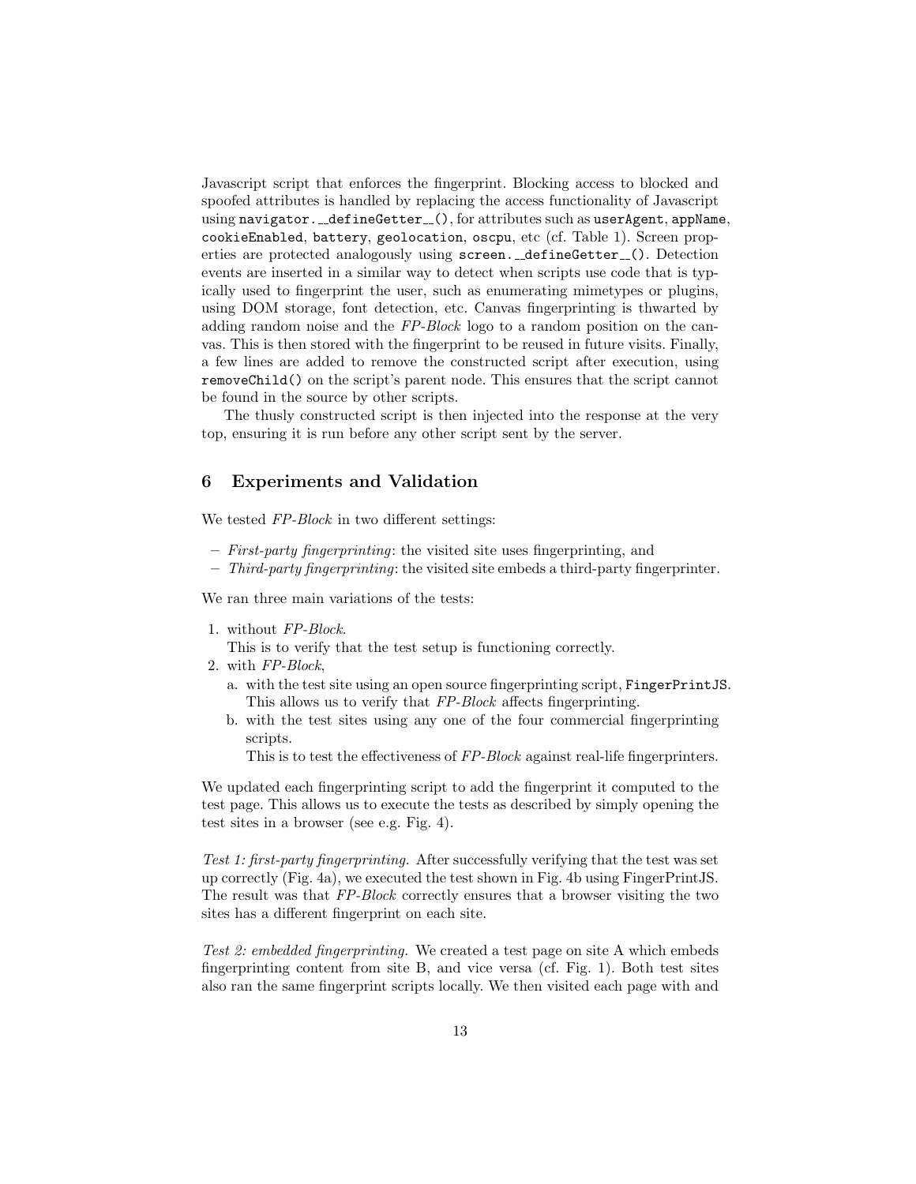Javascript script that enforces the fingerprint. Blocking access to blocked and spoofed attributes is handled by replacing the access functionality of Javascript using `navigator.__defineGetter__()`, for attributes such as `userAgent`, `appName`, `cookieEnabled`, `battery`, `geolocation`, `oscpu`, etc (cf. Table 1). Screen properties are protected analogously using `screen.__defineGetter__()`. Detection events are inserted in a similar way to detect when scripts use code that is typically used to fingerprint the user, such as enumerating mimetypes or plugins, using DOM storage, font detection, etc. Canvas fingerprinting is thwarted by adding random noise and the *FP-Block* logo to a random position on the canvas. This is then stored with the fingerprint to be reused in future visits. Finally, a few lines are added to remove the constructed script after execution, using `removeChild()` on the script's parent node. This ensures that the script cannot be found in the source by other scripts.

The thusly constructed script is then injected into the response at the very top, ensuring it is run before any other script sent by the server.

## 6 Experiments and Validation

We tested *FP-Block* in two different settings:

- *First-party fingerprinting*: the visited site uses fingerprinting, and
- *Third-party fingerprinting*: the visited site embeds a third-party fingerprinter.

We ran three main variations of the tests:

1. without *FP-Block*.
   This is to verify that the test setup is functioning correctly.
2. with *FP-Block*,
   a. with the test site using an open source fingerprinting script, `FingerPrintJS`. This allows us to verify that *FP-Block* affects fingerprinting.
   b. with the test sites using any one of the four commercial fingerprinting scripts.
      This is to test the effectiveness of *FP-Block* against real-life fingerprinters.

We updated each fingerprinting script to add the fingerprint it computed to the test page. This allows us to execute the tests as described by simply opening the test sites in a browser (see e.g. Fig. 4).

*Test 1: first-party fingerprinting.* After successfully verifying that the test was set up correctly (Fig. 4a), we executed the test shown in Fig. 4b using FingerPrintJS. The result was that *FP-Block* correctly ensures that a browser visiting the two sites has a different fingerprint on each site.

*Test 2: embedded fingerprinting.* We created a test page on site A which embeds fingerprinting content from site B, and vice versa (cf. Fig. 1). Both test sites also ran the same fingerprint scripts locally. We then visited each page with and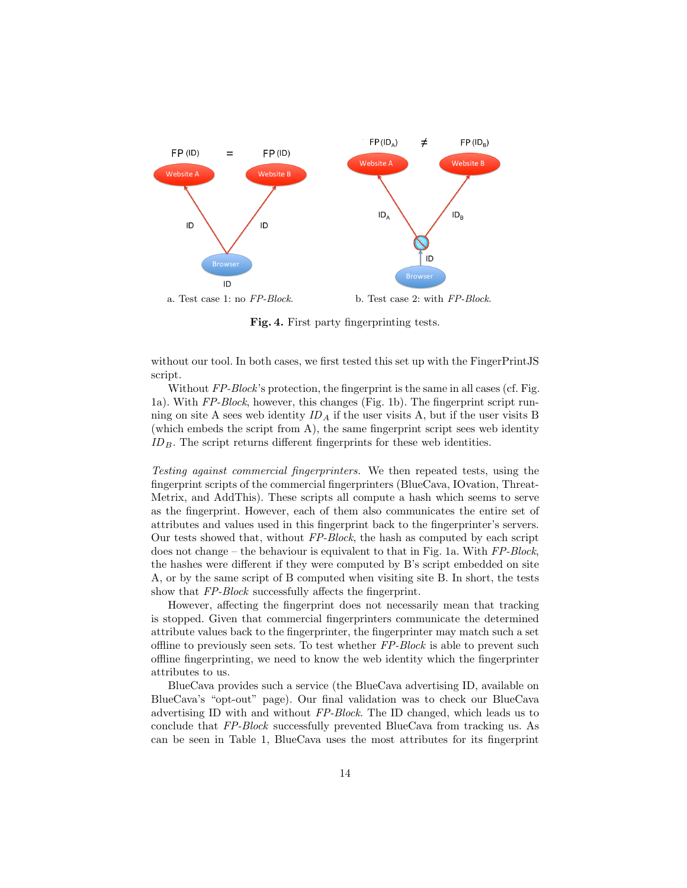a. Test case 1: no *FP-Block*.

b. Test case 2: with *FP-Block*.

**Fig. 4.** First party fingerprinting tests.

without our tool. In both cases, we first tested this set up with the FingerPrintJS script.

Without *FP-Block*'s protection, the fingerprint is the same in all cases (cf. Fig. 1a). With *FP-Block*, however, this changes (Fig. 1b). The fingerprint script running on site A sees web identity $ID_A$ if the user visits A, but if the user visits B (which embeds the script from A), the same fingerprint script sees web identity $ID_B$. The script returns different fingerprints for these web identities.

*Testing against commercial fingerprinters.* We then repeated tests, using the fingerprint scripts of the commercial fingerprinters (BlueCava, IOvation, ThreatMetrix, and AddThis). These scripts all compute a hash which seems to serve as the fingerprint. However, each of them also communicates the entire set of attributes and values used in this fingerprint back to the fingerprinter's servers. Our tests showed that, without *FP-Block*, the hash as computed by each script does not change – the behaviour is equivalent to that in Fig. 1a. With *FP-Block*, the hashes were different if they were computed by B's script embedded on site A, or by the same script of B computed when visiting site B. In short, the tests show that *FP-Block* successfully affects the fingerprint.

However, affecting the fingerprint does not necessarily mean that tracking is stopped. Given that commercial fingerprinters communicate the determined attribute values back to the fingerprinter, the fingerprinter may match such a set offline to previously seen sets. To test whether *FP-Block* is able to prevent such offline fingerprinting, we need to know the web identity which the fingerprinter attributes to us.

BlueCava provides such a service (the BlueCava advertising ID, available on BlueCava's "opt-out" page). Our final validation was to check our BlueCava advertising ID with and without *FP-Block*. The ID changed, which leads us to conclude that *FP-Block* successfully prevented BlueCava from tracking us. As can be seen in Table 1, BlueCava uses the most attributes for its fingerprint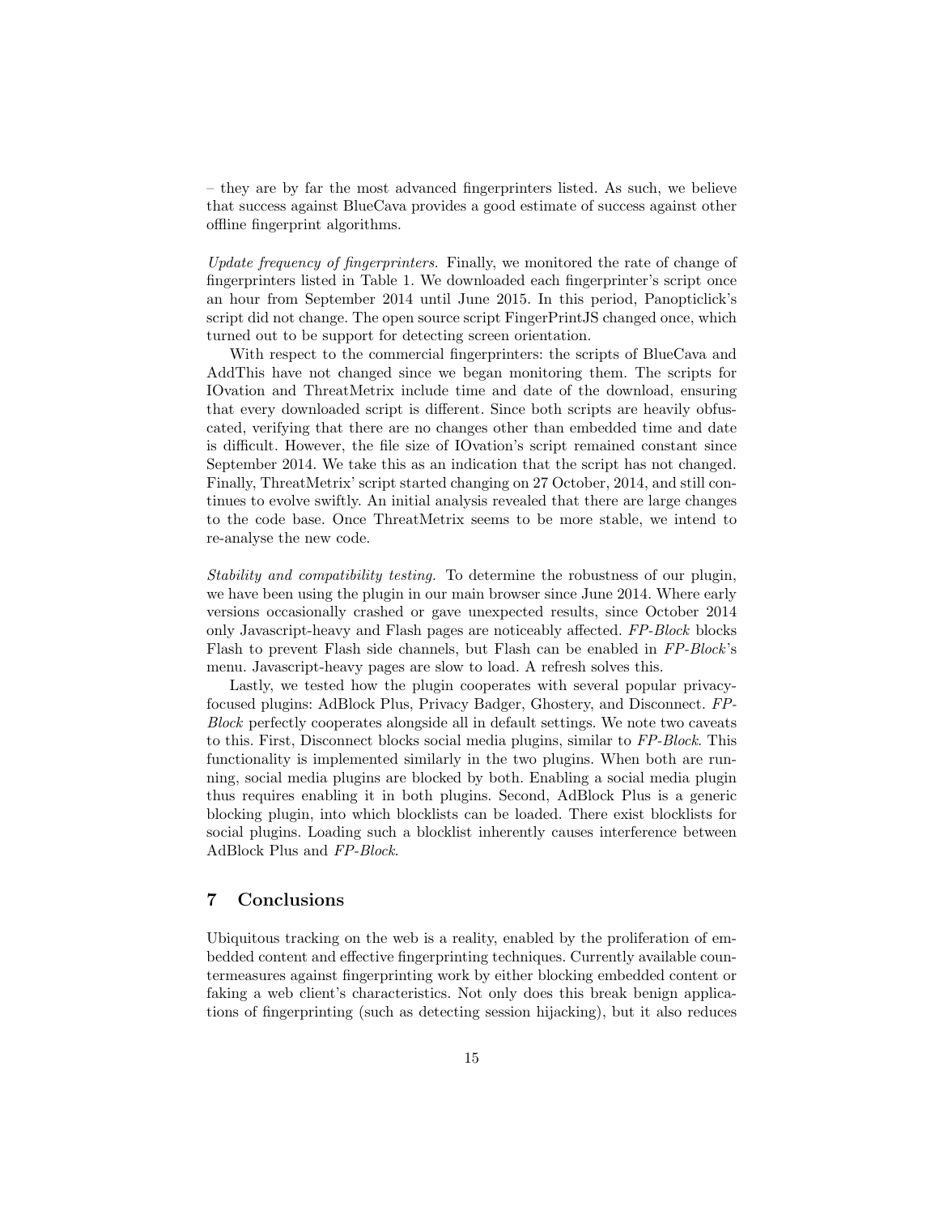– they are by far the most advanced fingerprinters listed. As such, we believe that success against BlueCava provides a good estimate of success against other offline fingerprint algorithms.

*Update frequency of fingerprinters.* Finally, we monitored the rate of change of fingerprinters listed in Table 1. We downloaded each fingerprinter's script once an hour from September 2014 until June 2015. In this period, Panopticlick's script did not change. The open source script FingerPrintJS changed once, which turned out to be support for detecting screen orientation.

With respect to the commercial fingerprinters: the scripts of BlueCava and AddThis have not changed since we began monitoring them. The scripts for IOvation and ThreatMetrix include time and date of the download, ensuring that every downloaded script is different. Since both scripts are heavily obfuscated, verifying that there are no changes other than embedded time and date is difficult. However, the file size of IOvation's script remained constant since September 2014. We take this as an indication that the script has not changed. Finally, ThreatMetrix' script started changing on 27 October, 2014, and still continues to evolve swiftly. An initial analysis revealed that there are large changes to the code base. Once ThreatMetrix seems to be more stable, we intend to re-analyse the new code.

*Stability and compatibility testing.* To determine the robustness of our plugin, we have been using the plugin in our main browser since June 2014. Where early versions occasionally crashed or gave unexpected results, since October 2014 only Javascript-heavy and Flash pages are noticeably affected. *FP-Block* blocks Flash to prevent Flash side channels, but Flash can be enabled in *FP-Block*'s menu. Javascript-heavy pages are slow to load. A refresh solves this.

Lastly, we tested how the plugin cooperates with several popular privacy-focused plugins: AdBlock Plus, Privacy Badger, Ghostery, and Disconnect. *FP-Block* perfectly cooperates alongside all in default settings. We note two caveats to this. First, Disconnect blocks social media plugins, similar to *FP-Block*. This functionality is implemented similarly in the two plugins. When both are running, social media plugins are blocked by both. Enabling a social media plugin thus requires enabling it in both plugins. Second, AdBlock Plus is a generic blocking plugin, into which blocklists can be loaded. There exist blocklists for social plugins. Loading such a blocklist inherently causes interference between AdBlock Plus and *FP-Block*.

## 7 Conclusions

Ubiquitous tracking on the web is a reality, enabled by the proliferation of embedded content and effective fingerprinting techniques. Currently available countermeasures against fingerprinting work by either blocking embedded content or faking a web client's characteristics. Not only does this break benign applications of fingerprinting (such as detecting session hijacking), but it also reduces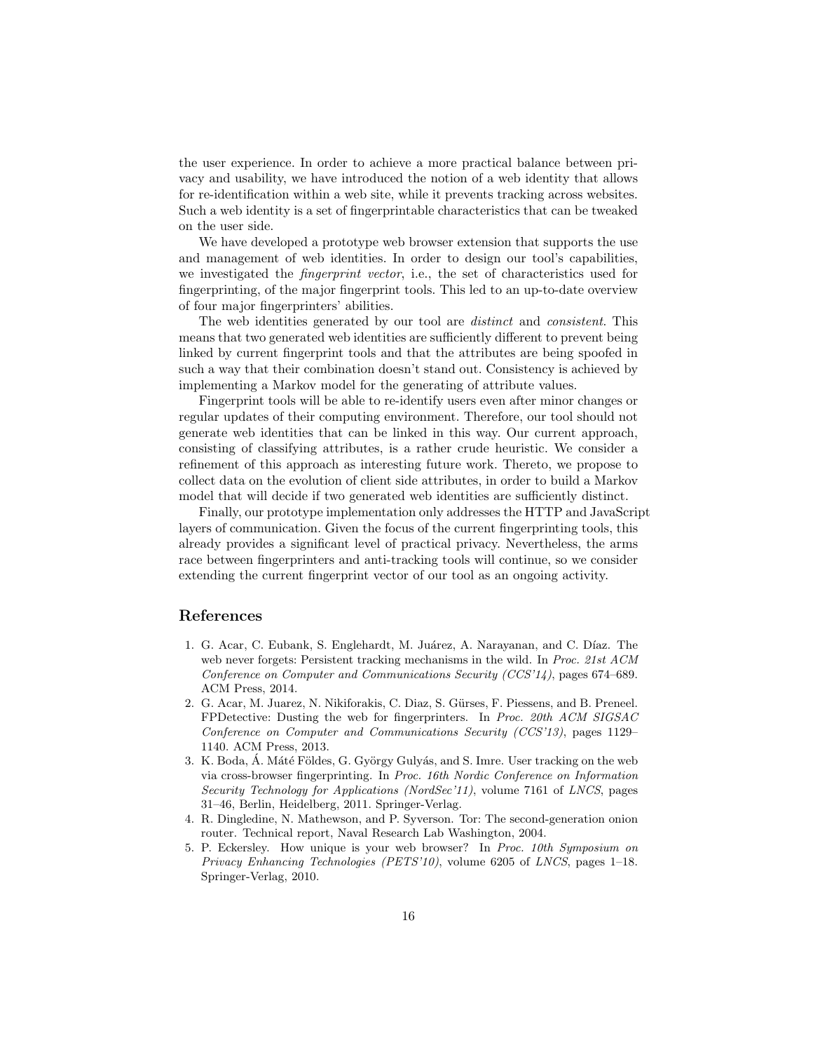the user experience. In order to achieve a more practical balance between privacy and usability, we have introduced the notion of a web identity that allows for re-identification within a web site, while it prevents tracking across websites. Such a web identity is a set of fingerprintable characteristics that can be tweaked on the user side.

We have developed a prototype web browser extension that supports the use and management of web identities. In order to design our tool's capabilities, we investigated the *fingerprint vector*, i.e., the set of characteristics used for fingerprinting, of the major fingerprint tools. This led to an up-to-date overview of four major fingerprinters' abilities.

The web identities generated by our tool are *distinct* and *consistent*. This means that two generated web identities are sufficiently different to prevent being linked by current fingerprint tools and that the attributes are being spoofed in such a way that their combination doesn't stand out. Consistency is achieved by implementing a Markov model for the generating of attribute values.

Fingerprint tools will be able to re-identify users even after minor changes or regular updates of their computing environment. Therefore, our tool should not generate web identities that can be linked in this way. Our current approach, consisting of classifying attributes, is a rather crude heuristic. We consider a refinement of this approach as interesting future work. Thereto, we propose to collect data on the evolution of client side attributes, in order to build a Markov model that will decide if two generated web identities are sufficiently distinct.

Finally, our prototype implementation only addresses the HTTP and JavaScript layers of communication. Given the focus of the current fingerprinting tools, this already provides a significant level of practical privacy. Nevertheless, the arms race between fingerprinters and anti-tracking tools will continue, so we consider extending the current fingerprint vector of our tool as an ongoing activity.

## References

1. G. Acar, C. Eubank, S. Englehardt, M. Juárez, A. Narayanan, and C. Díaz. The web never forgets: Persistent tracking mechanisms in the wild. In *Proc. 21st ACM Conference on Computer and Communications Security (CCS'14)*, pages 674–689. ACM Press, 2014.
2. G. Acar, M. Juarez, N. Nikiforakis, C. Diaz, S. Gürses, F. Piessens, and B. Preneel. FPDetective: Dusting the web for fingerprinters. In *Proc. 20th ACM SIGSAC Conference on Computer and Communications Security (CCS'13)*, pages 1129–1140. ACM Press, 2013.
3. K. Boda, Á. Máté Földes, G. György Gulyás, and S. Imre. User tracking on the web via cross-browser fingerprinting. In *Proc. 16th Nordic Conference on Information Security Technology for Applications (NordSec'11)*, volume 7161 of *LNCS*, pages 31–46, Berlin, Heidelberg, 2011. Springer-Verlag.
4. R. Dingledine, N. Mathewson, and P. Syverson. Tor: The second-generation onion router. Technical report, Naval Research Lab Washington, 2004.
5. P. Eckersley. How unique is your web browser? In *Proc. 10th Symposium on Privacy Enhancing Technologies (PETS'10)*, volume 6205 of *LNCS*, pages 1–18. Springer-Verlag, 2010.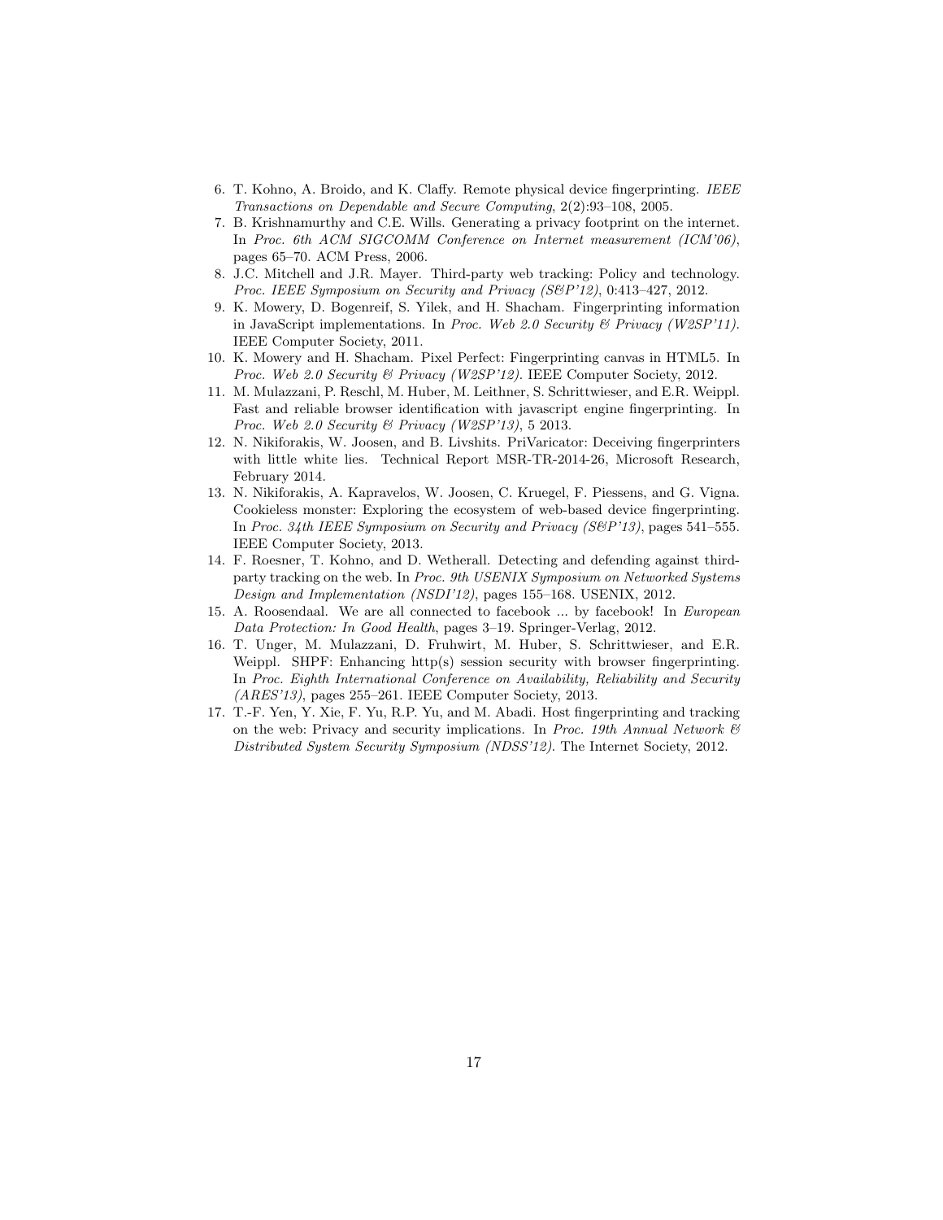6. T. Kohno, A. Broido, and K. Claffy. Remote physical device fingerprinting. *IEEE Transactions on Dependable and Secure Computing*, 2(2):93–108, 2005.
7. B. Krishnamurthy and C.E. Wills. Generating a privacy footprint on the internet. In *Proc. 6th ACM SIGCOMM Conference on Internet measurement (ICM'06)*, pages 65–70. ACM Press, 2006.
8. J.C. Mitchell and J.R. Mayer. Third-party web tracking: Policy and technology. *Proc. IEEE Symposium on Security and Privacy (S&P'12)*, 0:413–427, 2012.
9. K. Mowery, D. Bogenreif, S. Yilek, and H. Shacham. Fingerprinting information in JavaScript implementations. In *Proc. Web 2.0 Security & Privacy (W2SP'11)*. IEEE Computer Society, 2011.
10. K. Mowery and H. Shacham. Pixel Perfect: Fingerprinting canvas in HTML5. In *Proc. Web 2.0 Security & Privacy (W2SP'12)*. IEEE Computer Society, 2012.
11. M. Mulazzani, P. Reschl, M. Huber, M. Leithner, S. Schrittwieser, and E.R. Weippl. Fast and reliable browser identification with javascript engine fingerprinting. In *Proc. Web 2.0 Security & Privacy (W2SP'13)*, 5 2013.
12. N. Nikiforakis, W. Joosen, and B. Livshits. PriVaricator: Deceiving fingerprinters with little white lies. Technical Report MSR-TR-2014-26, Microsoft Research, February 2014.
13. N. Nikiforakis, A. Kapravelos, W. Joosen, C. Kruegel, F. Piessens, and G. Vigna. Cookieless monster: Exploring the ecosystem of web-based device fingerprinting. In *Proc. 34th IEEE Symposium on Security and Privacy (S&P'13)*, pages 541–555. IEEE Computer Society, 2013.
14. F. Roesner, T. Kohno, and D. Wetherall. Detecting and defending against third-party tracking on the web. In *Proc. 9th USENIX Symposium on Networked Systems Design and Implementation (NSDI'12)*, pages 155–168. USENIX, 2012.
15. A. Roosendaal. We are all connected to facebook ... by facebook! In *European Data Protection: In Good Health*, pages 3–19. Springer-Verlag, 2012.
16. T. Unger, M. Mulazzani, D. Fruhwirt, M. Huber, S. Schrittwieser, and E.R. Weippl. SHPF: Enhancing http(s) session security with browser fingerprinting. In *Proc. Eighth International Conference on Availability, Reliability and Security (ARES'13)*, pages 255–261. IEEE Computer Society, 2013.
17. T.-F. Yen, Y. Xie, F. Yu, R.P. Yu, and M. Abadi. Host fingerprinting and tracking on the web: Privacy and security implications. In *Proc. 19th Annual Network & Distributed System Security Symposium (NDSS'12)*. The Internet Society, 2012.